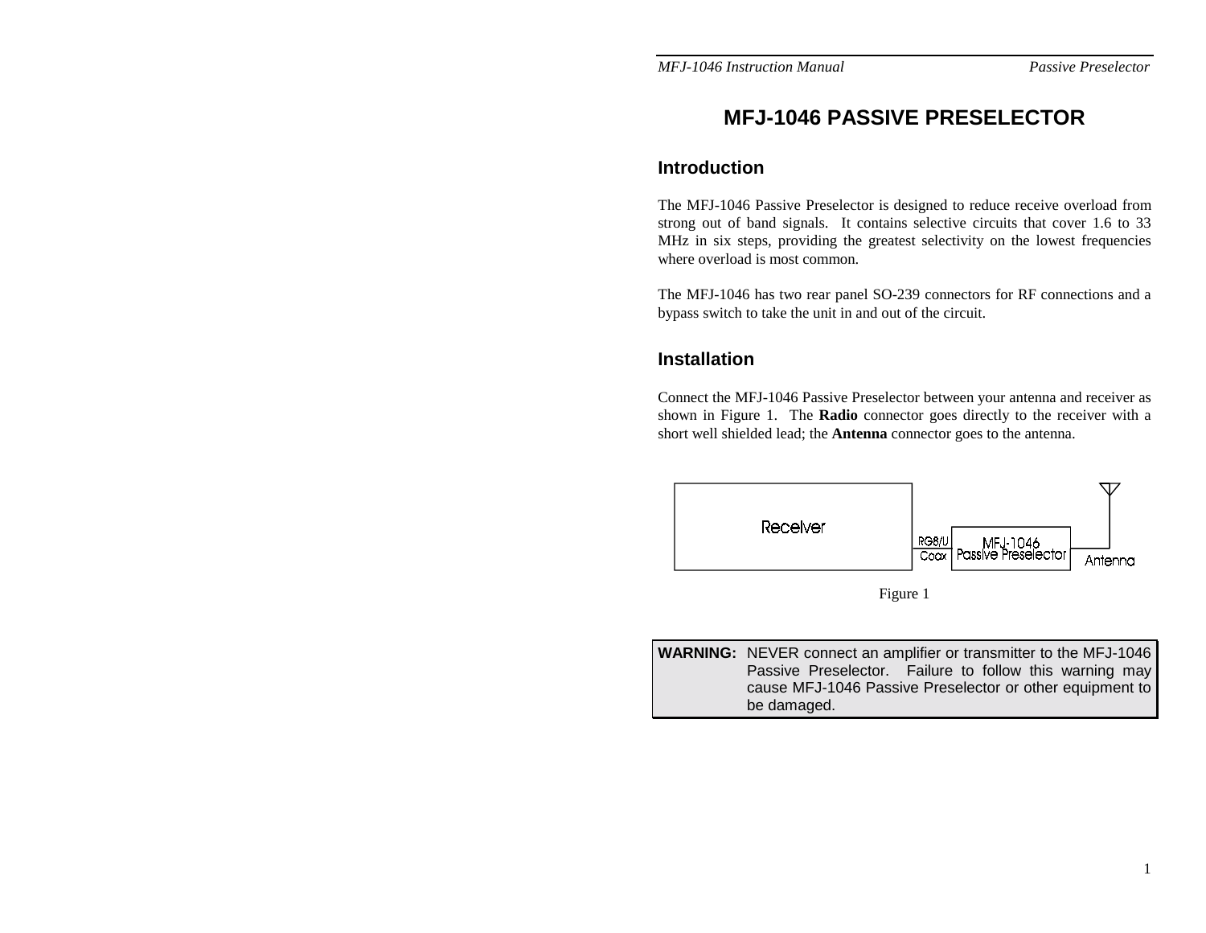# MFJ-1046 PASSIVE PRESELECTOR

## Introduction

The MFJ-1046 Passive Preselector is designed to reduce receive overload from strong out of band signals. It contains selective circuits that cover 1.6 to 33 MHz in six steps, providing the greatest selectivity on the lowest frequencies where overload is most common.

The MFJ-1046 has two rear panel SO-239 connectors for RF connections and a bypass switch to take the unit in and out of the circuit.

## Installation

Connect the MFJ-1046 Passive Preselector between your antenna and receiver as shown in Figure 1. The **Radio** connector goes directly to the receiver with a short well shielded lead; the **Antenna** connector goes to the antenna.

Receiver — RG8/U Coax — MFJ-1046 Passive Preselector — Antenna

Figure 1

**WARNING:** NEVER connect an amplifier or transmitter to the MFJ-1046 Passive Preselector. Failure to follow this warning may cause MFJ-1046 Passive Preselector or other equipment to be damaged.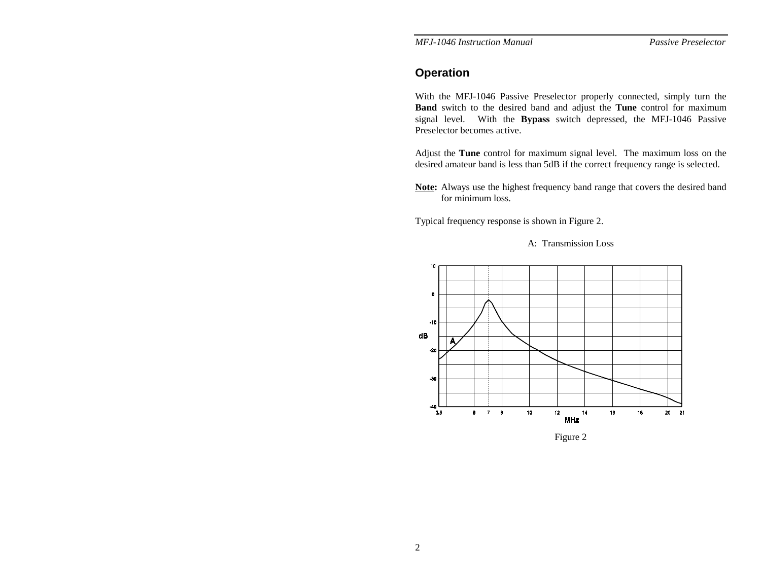## Operation

With the MFJ-1046 Passive Preselector properly connected, simply turn the **Band** switch to the desired band and adjust the **Tune** control for maximum signal level. With the **Bypass** switch depressed, the MFJ-1046 Passive Preselector becomes active.

Adjust the **Tune** control for maximum signal level. The maximum loss on the desired amateur band is less than 5dB if the correct frequency range is selected.

**Note:** Always use the highest frequency band range that covers the desired band for minimum loss.

Typical frequency response is shown in Figure 2.

A: Transmission Loss

Figure 2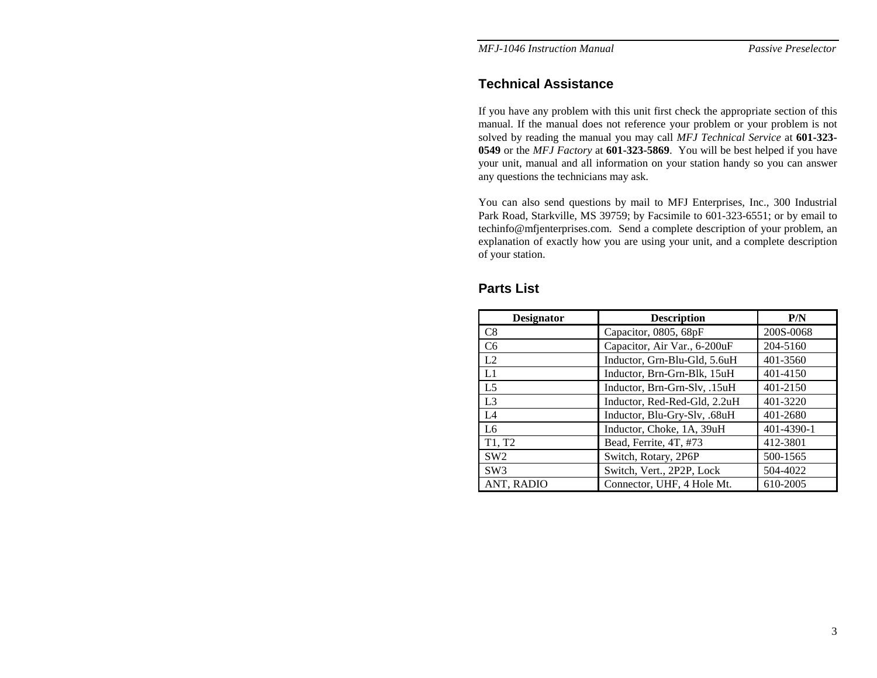## Technical Assistance

If you have any problem with this unit first check the appropriate section of this manual. If the manual does not reference your problem or your problem is not solved by reading the manual you may call *MFJ Technical Service* at **601-323-0549** or the *MFJ Factory* at **601-323-5869**. You will be best helped if you have your unit, manual and all information on your station handy so you can answer any questions the technicians may ask.

You can also send questions by mail to MFJ Enterprises, Inc., 300 Industrial Park Road, Starkville, MS 39759; by Facsimile to 601-323-6551; or by email to techinfo@mfjenterprises.com. Send a complete description of your problem, an explanation of exactly how you are using your unit, and a complete description of your station.

## Parts List

| Designator | Description | P/N |
|---|---|---|
| C8 | Capacitor, 0805, 68pF | 200S-0068 |
| C6 | Capacitor, Air Var., 6-200uF | 204-5160 |
| L2 | Inductor, Grn-Blu-Gld, 5.6uH | 401-3560 |
| L1 | Inductor, Brn-Grn-Blk, 15uH | 401-4150 |
| L5 | Inductor, Brn-Grn-Slv, .15uH | 401-2150 |
| L3 | Inductor, Red-Red-Gld, 2.2uH | 401-3220 |
| L4 | Inductor, Blu-Gry-Slv, .68uH | 401-2680 |
| L6 | Inductor, Choke, 1A, 39uH | 401-4390-1 |
| T1, T2 | Bead, Ferrite, 4T, #73 | 412-3801 |
| SW2 | Switch, Rotary, 2P6P | 500-1565 |
| SW3 | Switch, Vert., 2P2P, Lock | 504-4022 |
| ANT, RADIO | Connector, UHF, 4 Hole Mt. | 610-2005 |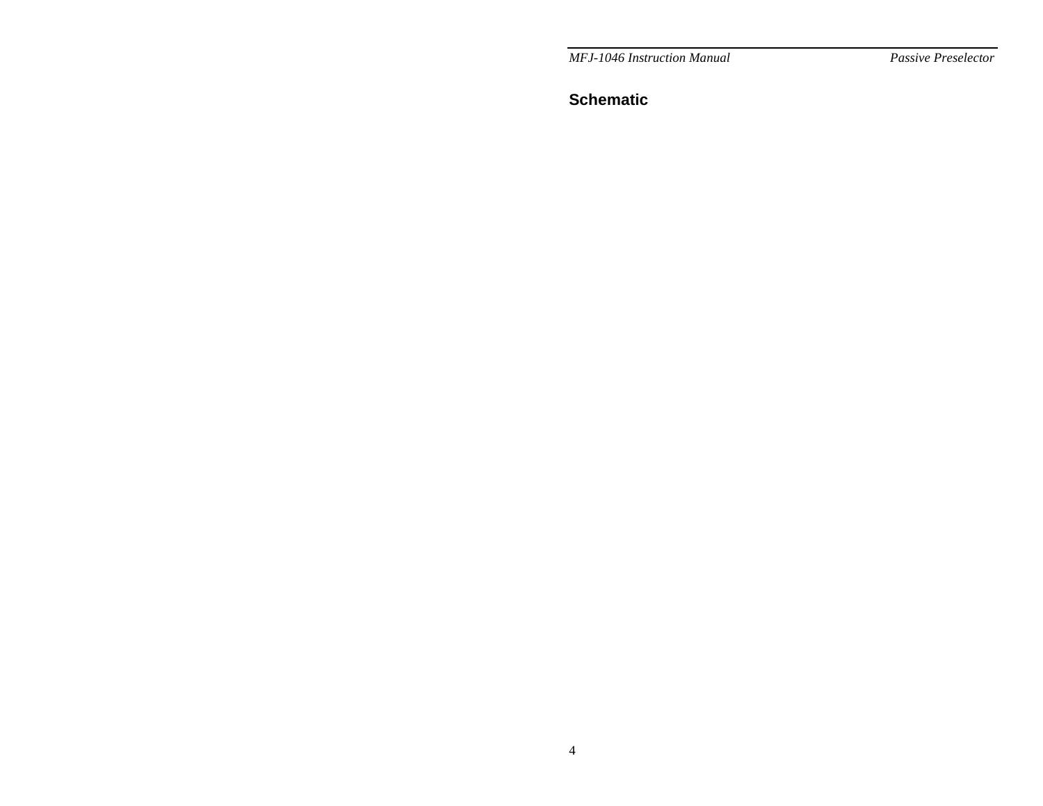## Schematic